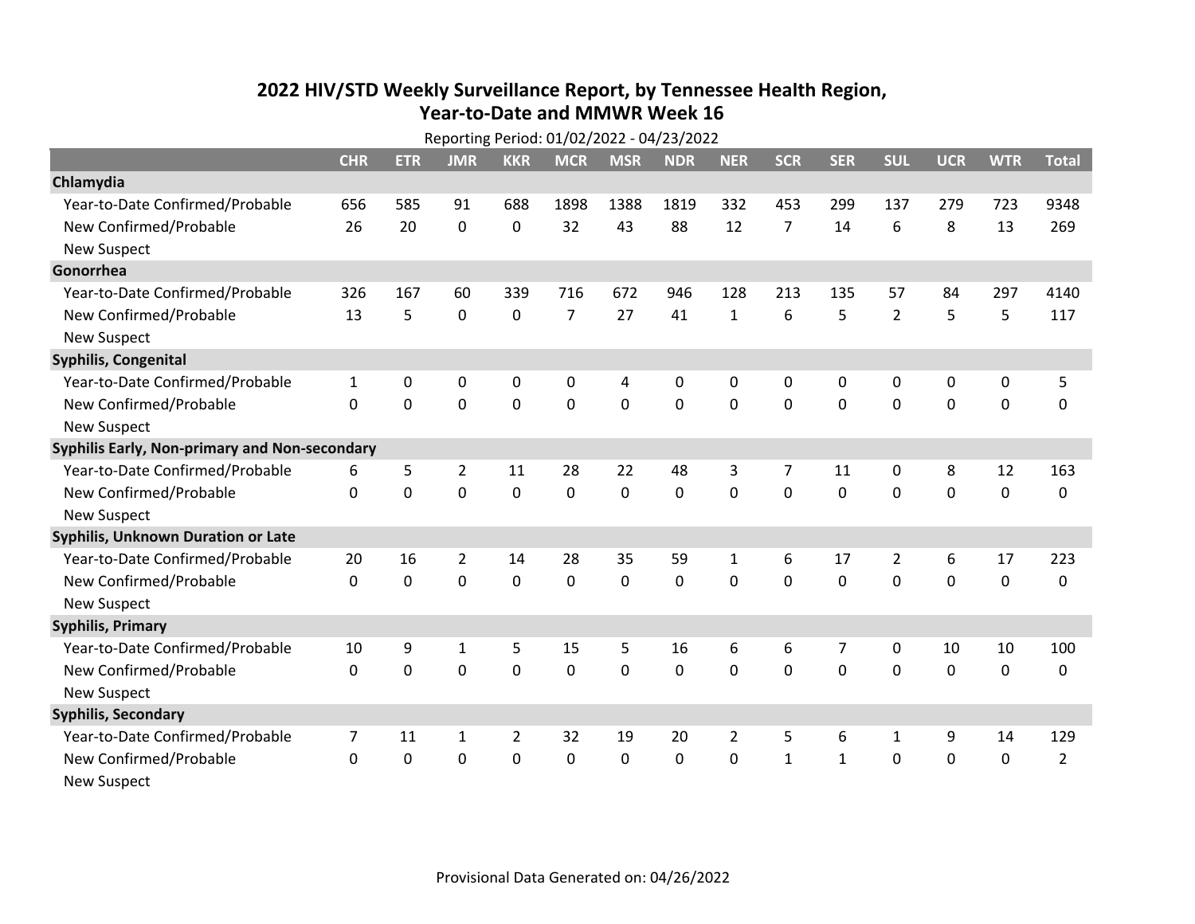# 2022 HIV/STD Weekly Surveillance Report, by Tennessee Health Region, Year-to-Date and MMWR Week 16

Reporting Period: 01/02/2022 - 04/23/2022

| | CHR | ETR | JMR | KKR | MCR | MSR | NDR | NER | SCR | SER | SUL | UCR | WTR | Total |
|---|---|---|---|---|---|---|---|---|---|---|---|---|---|---|
| **Chlamydia** | | | | | | | | | | | | | | |
| Year-to-Date Confirmed/Probable | 656 | 585 | 91 | 688 | 1898 | 1388 | 1819 | 332 | 453 | 299 | 137 | 279 | 723 | 9348 |
| New Confirmed/Probable | 26 | 20 | 0 | 0 | 32 | 43 | 88 | 12 | 7 | 14 | 6 | 8 | 13 | 269 |
| New Suspect | | | | | | | | | | | | | | |
| **Gonorrhea** | | | | | | | | | | | | | | |
| Year-to-Date Confirmed/Probable | 326 | 167 | 60 | 339 | 716 | 672 | 946 | 128 | 213 | 135 | 57 | 84 | 297 | 4140 |
| New Confirmed/Probable | 13 | 5 | 0 | 0 | 7 | 27 | 41 | 1 | 6 | 5 | 2 | 5 | 5 | 117 |
| New Suspect | | | | | | | | | | | | | | |
| **Syphilis, Congenital** | | | | | | | | | | | | | | |
| Year-to-Date Confirmed/Probable | 1 | 0 | 0 | 0 | 0 | 4 | 0 | 0 | 0 | 0 | 0 | 0 | 0 | 5 |
| New Confirmed/Probable | 0 | 0 | 0 | 0 | 0 | 0 | 0 | 0 | 0 | 0 | 0 | 0 | 0 | 0 |
| New Suspect | | | | | | | | | | | | | | |
| **Syphilis Early, Non-primary and Non-secondary** | | | | | | | | | | | | | | |
| Year-to-Date Confirmed/Probable | 6 | 5 | 2 | 11 | 28 | 22 | 48 | 3 | 7 | 11 | 0 | 8 | 12 | 163 |
| New Confirmed/Probable | 0 | 0 | 0 | 0 | 0 | 0 | 0 | 0 | 0 | 0 | 0 | 0 | 0 | 0 |
| New Suspect | | | | | | | | | | | | | | |
| **Syphilis, Unknown Duration or Late** | | | | | | | | | | | | | | |
| Year-to-Date Confirmed/Probable | 20 | 16 | 2 | 14 | 28 | 35 | 59 | 1 | 6 | 17 | 2 | 6 | 17 | 223 |
| New Confirmed/Probable | 0 | 0 | 0 | 0 | 0 | 0 | 0 | 0 | 0 | 0 | 0 | 0 | 0 | 0 |
| New Suspect | | | | | | | | | | | | | | |
| **Syphilis, Primary** | | | | | | | | | | | | | | |
| Year-to-Date Confirmed/Probable | 10 | 9 | 1 | 5 | 15 | 5 | 16 | 6 | 6 | 7 | 0 | 10 | 10 | 100 |
| New Confirmed/Probable | 0 | 0 | 0 | 0 | 0 | 0 | 0 | 0 | 0 | 0 | 0 | 0 | 0 | 0 |
| New Suspect | | | | | | | | | | | | | | |
| **Syphilis, Secondary** | | | | | | | | | | | | | | |
| Year-to-Date Confirmed/Probable | 7 | 11 | 1 | 2 | 32 | 19 | 20 | 2 | 5 | 6 | 1 | 9 | 14 | 129 |
| New Confirmed/Probable | 0 | 0 | 0 | 0 | 0 | 0 | 0 | 0 | 1 | 1 | 0 | 0 | 0 | 2 |
| New Suspect | | | | | | | | | | | | | | |

Provisional Data Generated on: 04/26/2022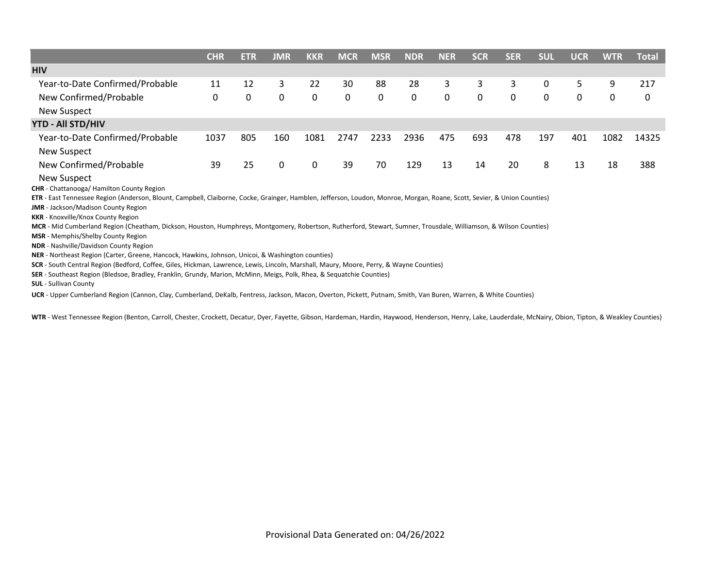| | CHR | ETR | JMR | KKR | MCR | MSR | NDR | NER | SCR | SER | SUL | UCR | WTR | Total |
|---|---|---|---|---|---|---|---|---|---|---|---|---|---|---|
| **HIV** | | | | | | | | | | | | | | |
| Year-to-Date Confirmed/Probable | 11 | 12 | 3 | 22 | 30 | 88 | 28 | 3 | 3 | 3 | 0 | 5 | 9 | 217 |
| New Confirmed/Probable | 0 | 0 | 0 | 0 | 0 | 0 | 0 | 0 | 0 | 0 | 0 | 0 | 0 | 0 |
| New Suspect | | | | | | | | | | | | | | |
| **YTD - All STD/HIV** | | | | | | | | | | | | | | |
| Year-to-Date Confirmed/Probable | 1037 | 805 | 160 | 1081 | 2747 | 2233 | 2936 | 475 | 693 | 478 | 197 | 401 | 1082 | 14325 |
| New Suspect | | | | | | | | | | | | | | |
| New Confirmed/Probable | 39 | 25 | 0 | 0 | 39 | 70 | 129 | 13 | 14 | 20 | 8 | 13 | 18 | 388 |
| New Suspect | | | | | | | | | | | | | | |

**CHR** - Chattanooga/ Hamilton County Region

**ETR** - East Tennessee Region (Anderson, Blount, Campbell, Claiborne, Cocke, Grainger, Hamblen, Jefferson, Loudon, Monroe, Morgan, Roane, Scott, Sevier, & Union Counties)

**JMR** - Jackson/Madison County Region

**KKR** - Knoxville/Knox County Region

**MCR** - Mid Cumberland Region (Cheatham, Dickson, Houston, Humphreys, Montgomery, Robertson, Rutherford, Stewart, Sumner, Trousdale, Williamson, & Wilson Counties)

**MSR** - Memphis/Shelby County Region

**NDR** - Nashville/Davidson County Region

**NER** - Northeast Region (Carter, Greene, Hancock, Hawkins, Johnson, Unicoi, & Washington counties)

**SCR** - South Central Region (Bedford, Coffee, Giles, Hickman, Lawrence, Lewis, Lincoln, Marshall, Maury, Moore, Perry, & Wayne Counties)

**SER** - Southeast Region (Bledsoe, Bradley, Franklin, Grundy, Marion, McMinn, Meigs, Polk, Rhea, & Sequatchie Counties)

**SUL** - Sullivan County

**UCR** - Upper Cumberland Region (Cannon, Clay, Cumberland, DeKalb, Fentress, Jackson, Macon, Overton, Pickett, Putnam, Smith, Van Buren, Warren, & White Counties)

**WTR** - West Tennessee Region (Benton, Carroll, Chester, Crockett, Decatur, Dyer, Fayette, Gibson, Hardeman, Hardin, Haywood, Henderson, Henry, Lake, Lauderdale, McNairy, Obion, Tipton, & Weakley Counties)

Provisional Data Generated on: 04/26/2022